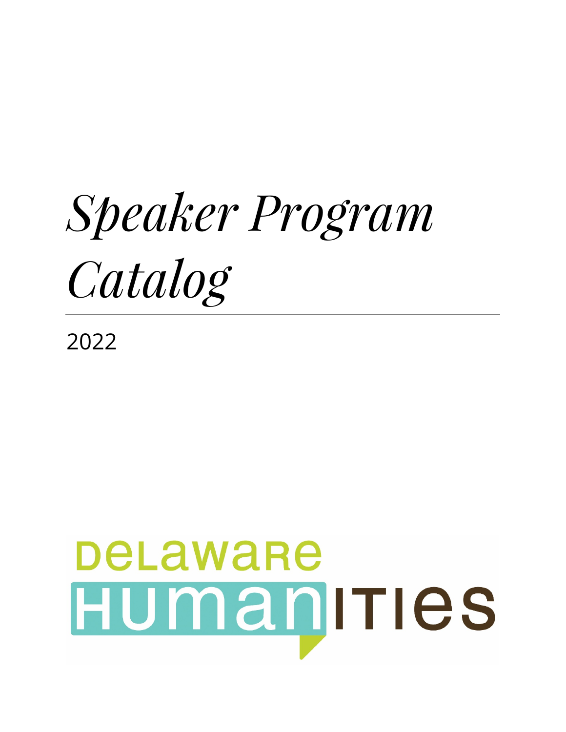# *Speaker Program Catalog*

2022

DELAWARE HUMANITIES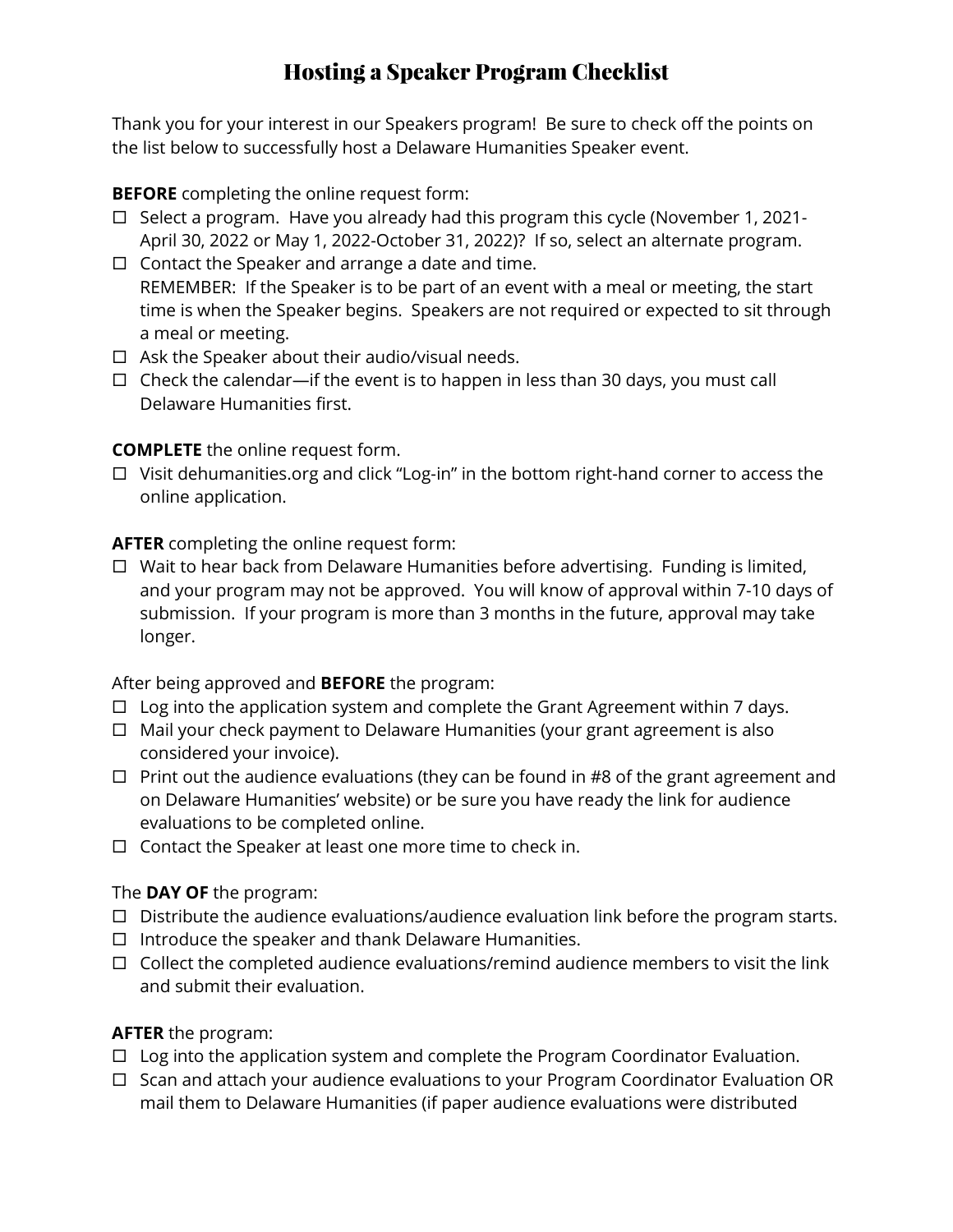# Hosting a Speaker Program Checklist

Thank you for your interest in our Speakers program! Be sure to check off the points on the list below to successfully host a Delaware Humanities Speaker event.

**BEFORE** completing the online request form:

- ☐ Select a program. Have you already had this program this cycle (November 1, 2021-April 30, 2022 or May 1, 2022-October 31, 2022)? If so, select an alternate program.
- ☐ Contact the Speaker and arrange a date and time.
  REMEMBER: If the Speaker is to be part of an event with a meal or meeting, the start time is when the Speaker begins. Speakers are not required or expected to sit through a meal or meeting.
- ☐ Ask the Speaker about their audio/visual needs.
- ☐ Check the calendar—if the event is to happen in less than 30 days, you must call Delaware Humanities first.

**COMPLETE** the online request form.

- ☐ Visit dehumanities.org and click "Log-in" in the bottom right-hand corner to access the online application.

**AFTER** completing the online request form:

- ☐ Wait to hear back from Delaware Humanities before advertising. Funding is limited, and your program may not be approved. You will know of approval within 7-10 days of submission. If your program is more than 3 months in the future, approval may take longer.

After being approved and **BEFORE** the program:

- ☐ Log into the application system and complete the Grant Agreement within 7 days.
- ☐ Mail your check payment to Delaware Humanities (your grant agreement is also considered your invoice).
- ☐ Print out the audience evaluations (they can be found in #8 of the grant agreement and on Delaware Humanities' website) or be sure you have ready the link for audience evaluations to be completed online.
- ☐ Contact the Speaker at least one more time to check in.

The **DAY OF** the program:

- ☐ Distribute the audience evaluations/audience evaluation link before the program starts.
- ☐ Introduce the speaker and thank Delaware Humanities.
- ☐ Collect the completed audience evaluations/remind audience members to visit the link and submit their evaluation.

**AFTER** the program:

- ☐ Log into the application system and complete the Program Coordinator Evaluation.
- ☐ Scan and attach your audience evaluations to your Program Coordinator Evaluation OR mail them to Delaware Humanities (if paper audience evaluations were distributed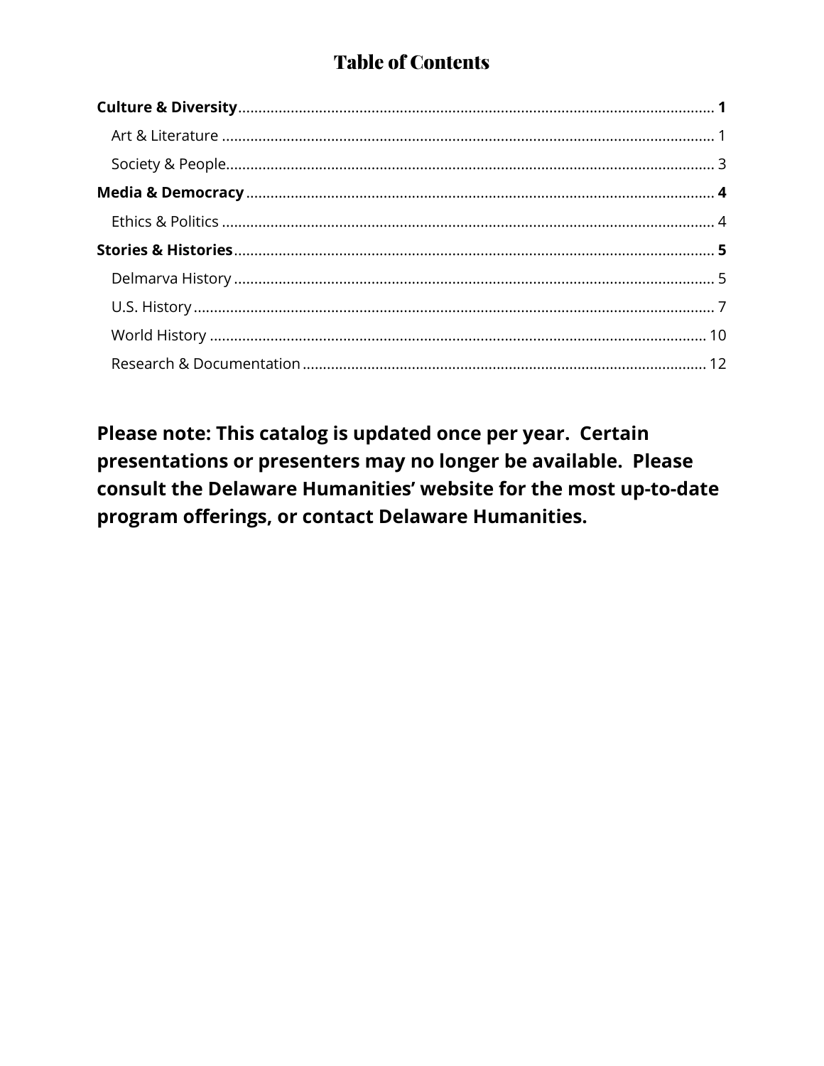# Table of Contents

**Culture & Diversity** .......... **1**

- Art & Literature .......... 1
- Society & People .......... 3

**Media & Democracy** .......... **4**

- Ethics & Politics .......... 4

**Stories & Histories** .......... **5**

- Delmarva History .......... 5
- U.S. History .......... 7
- World History .......... 10
- Research & Documentation .......... 12

**Please note: This catalog is updated once per year. Certain presentations or presenters may no longer be available. Please consult the Delaware Humanities' website for the most up-to-date program offerings, or contact Delaware Humanities.**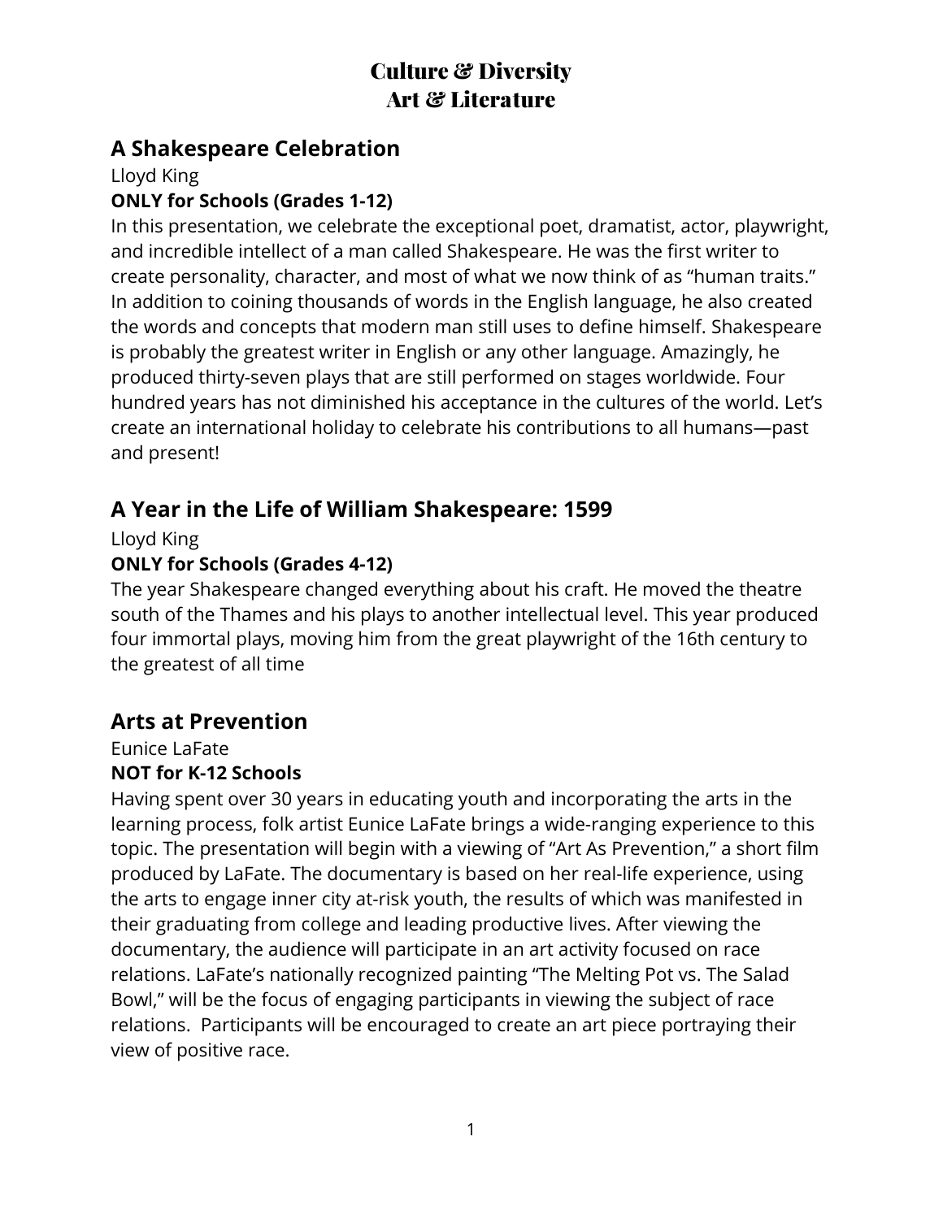# Culture & Diversity
# Art & Literature

## A Shakespeare Celebration

Lloyd King

**ONLY for Schools (Grades 1-12)**

In this presentation, we celebrate the exceptional poet, dramatist, actor, playwright, and incredible intellect of a man called Shakespeare. He was the first writer to create personality, character, and most of what we now think of as "human traits." In addition to coining thousands of words in the English language, he also created the words and concepts that modern man still uses to define himself. Shakespeare is probably the greatest writer in English or any other language. Amazingly, he produced thirty-seven plays that are still performed on stages worldwide. Four hundred years has not diminished his acceptance in the cultures of the world. Let's create an international holiday to celebrate his contributions to all humans—past and present!

## A Year in the Life of William Shakespeare: 1599

Lloyd King

**ONLY for Schools (Grades 4-12)**

The year Shakespeare changed everything about his craft. He moved the theatre south of the Thames and his plays to another intellectual level. This year produced four immortal plays, moving him from the great playwright of the 16th century to the greatest of all time

## Arts at Prevention

Eunice LaFate

**NOT for K-12 Schools**

Having spent over 30 years in educating youth and incorporating the arts in the learning process, folk artist Eunice LaFate brings a wide-ranging experience to this topic. The presentation will begin with a viewing of "Art As Prevention," a short film produced by LaFate. The documentary is based on her real-life experience, using the arts to engage inner city at-risk youth, the results of which was manifested in their graduating from college and leading productive lives. After viewing the documentary, the audience will participate in an art activity focused on race relations. LaFate's nationally recognized painting "The Melting Pot vs. The Salad Bowl," will be the focus of engaging participants in viewing the subject of race relations. Participants will be encouraged to create an art piece portraying their view of positive race.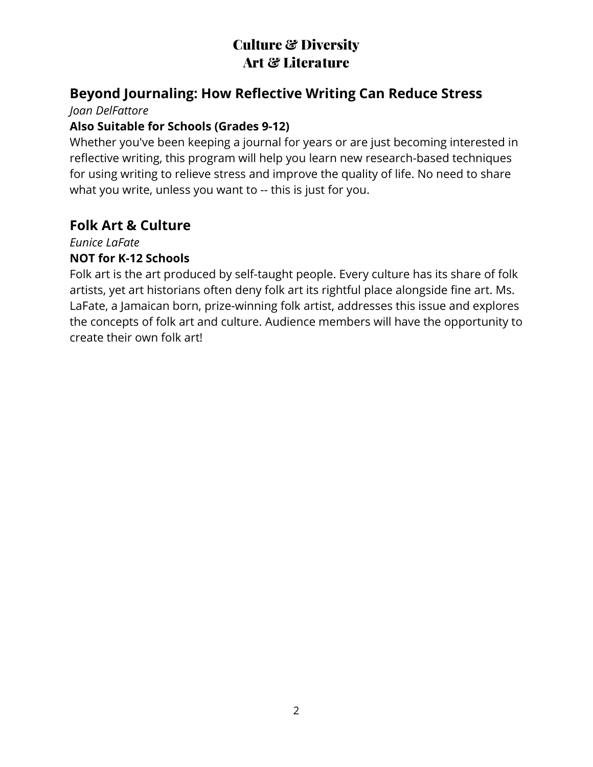# Culture & Diversity
# Art & Literature

## Beyond Journaling: How Reflective Writing Can Reduce Stress

*Joan DelFattore*

**Also Suitable for Schools (Grades 9-12)**

Whether you've been keeping a journal for years or are just becoming interested in reflective writing, this program will help you learn new research-based techniques for using writing to relieve stress and improve the quality of life. No need to share what you write, unless you want to -- this is just for you.

## Folk Art & Culture

*Eunice LaFate*

**NOT for K-12 Schools**

Folk art is the art produced by self-taught people. Every culture has its share of folk artists, yet art historians often deny folk art its rightful place alongside fine art. Ms. LaFate, a Jamaican born, prize-winning folk artist, addresses this issue and explores the concepts of folk art and culture. Audience members will have the opportunity to create their own folk art!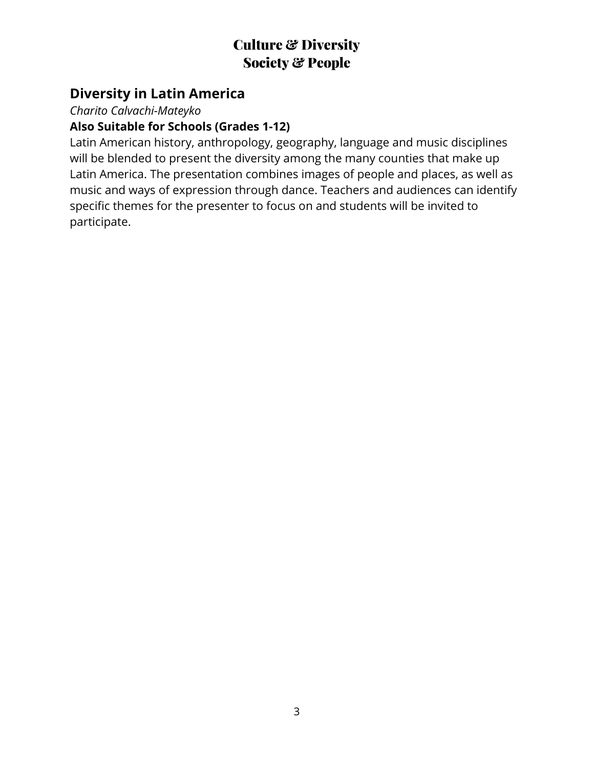# Culture & Diversity
# Society & People

## Diversity in Latin America

*Charito Calvachi-Mateyko*

**Also Suitable for Schools (Grades 1-12)**

Latin American history, anthropology, geography, language and music disciplines will be blended to present the diversity among the many counties that make up Latin America. The presentation combines images of people and places, as well as music and ways of expression through dance. Teachers and audiences can identify specific themes for the presenter to focus on and students will be invited to participate.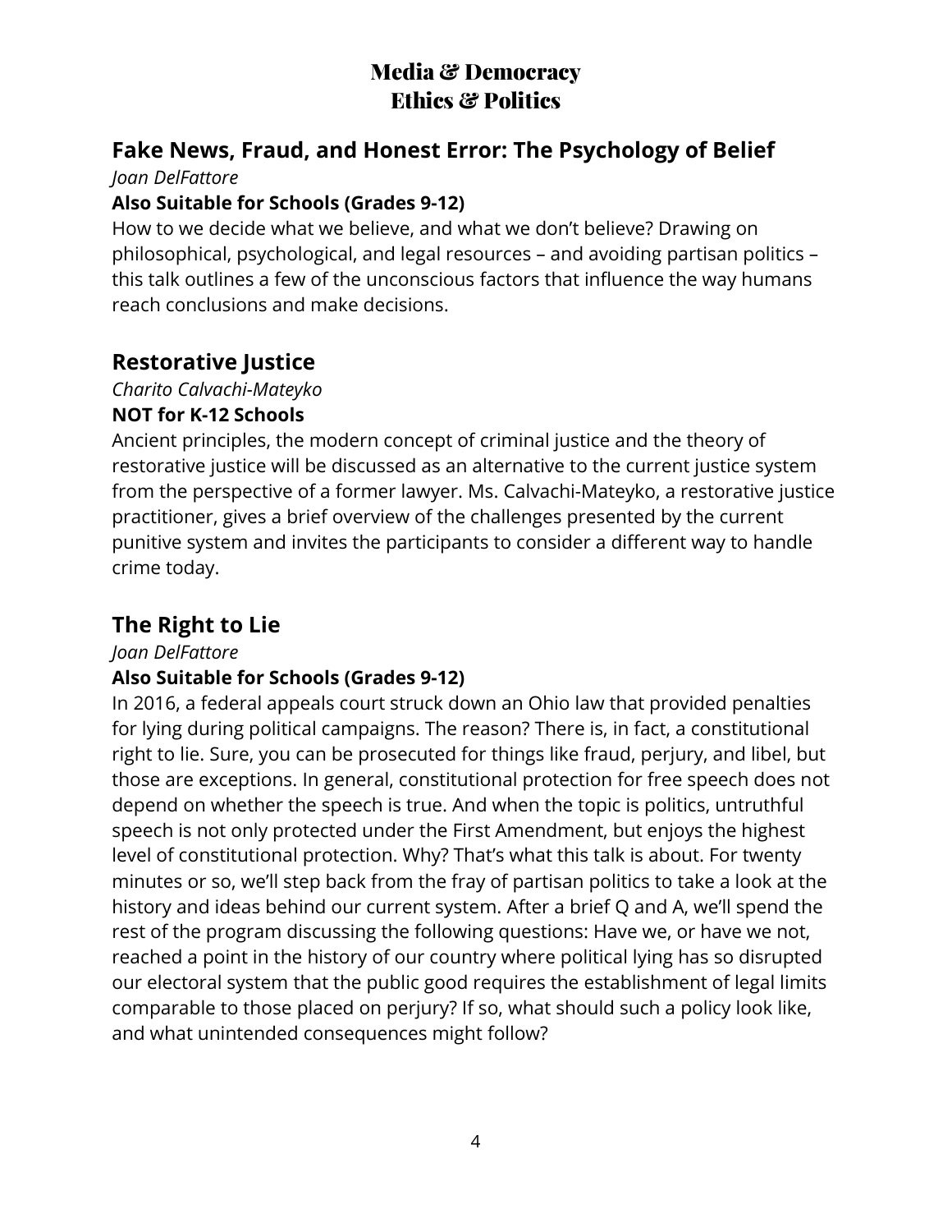# Media & Democracy
# Ethics & Politics

## Fake News, Fraud, and Honest Error: The Psychology of Belief

*Joan DelFattore*

**Also Suitable for Schools (Grades 9-12)**

How to we decide what we believe, and what we don't believe? Drawing on philosophical, psychological, and legal resources – and avoiding partisan politics – this talk outlines a few of the unconscious factors that influence the way humans reach conclusions and make decisions.

## Restorative Justice

*Charito Calvachi-Mateyko*

**NOT for K-12 Schools**

Ancient principles, the modern concept of criminal justice and the theory of restorative justice will be discussed as an alternative to the current justice system from the perspective of a former lawyer. Ms. Calvachi-Mateyko, a restorative justice practitioner, gives a brief overview of the challenges presented by the current punitive system and invites the participants to consider a different way to handle crime today.

## The Right to Lie

*Joan DelFattore*

**Also Suitable for Schools (Grades 9-12)**

In 2016, a federal appeals court struck down an Ohio law that provided penalties for lying during political campaigns. The reason? There is, in fact, a constitutional right to lie. Sure, you can be prosecuted for things like fraud, perjury, and libel, but those are exceptions. In general, constitutional protection for free speech does not depend on whether the speech is true. And when the topic is politics, untruthful speech is not only protected under the First Amendment, but enjoys the highest level of constitutional protection. Why? That's what this talk is about. For twenty minutes or so, we'll step back from the fray of partisan politics to take a look at the history and ideas behind our current system. After a brief Q and A, we'll spend the rest of the program discussing the following questions: Have we, or have we not, reached a point in the history of our country where political lying has so disrupted our electoral system that the public good requires the establishment of legal limits comparable to those placed on perjury? If so, what should such a policy look like, and what unintended consequences might follow?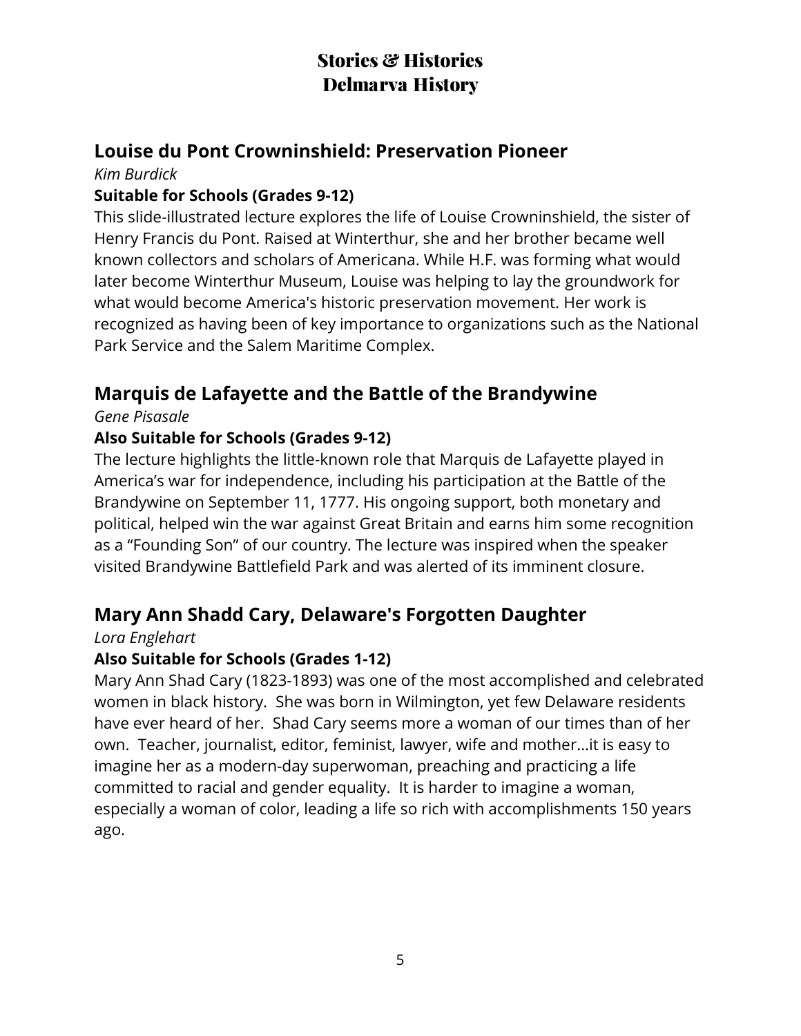# Stories & Histories
# Delmarva History

## Louise du Pont Crowninshield: Preservation Pioneer

*Kim Burdick*

**Suitable for Schools (Grades 9-12)**

This slide-illustrated lecture explores the life of Louise Crowninshield, the sister of Henry Francis du Pont. Raised at Winterthur, she and her brother became well known collectors and scholars of Americana. While H.F. was forming what would later become Winterthur Museum, Louise was helping to lay the groundwork for what would become America's historic preservation movement. Her work is recognized as having been of key importance to organizations such as the National Park Service and the Salem Maritime Complex.

## Marquis de Lafayette and the Battle of the Brandywine

*Gene Pisasale*

**Also Suitable for Schools (Grades 9-12)**

The lecture highlights the little-known role that Marquis de Lafayette played in America's war for independence, including his participation at the Battle of the Brandywine on September 11, 1777. His ongoing support, both monetary and political, helped win the war against Great Britain and earns him some recognition as a "Founding Son" of our country. The lecture was inspired when the speaker visited Brandywine Battlefield Park and was alerted of its imminent closure.

## Mary Ann Shadd Cary, Delaware's Forgotten Daughter

*Lora Englehart*

**Also Suitable for Schools (Grades 1-12)**

Mary Ann Shad Cary (1823-1893) was one of the most accomplished and celebrated women in black history. She was born in Wilmington, yet few Delaware residents have ever heard of her. Shad Cary seems more a woman of our times than of her own. Teacher, journalist, editor, feminist, lawyer, wife and mother…it is easy to imagine her as a modern-day superwoman, preaching and practicing a life committed to racial and gender equality. It is harder to imagine a woman, especially a woman of color, leading a life so rich with accomplishments 150 years ago.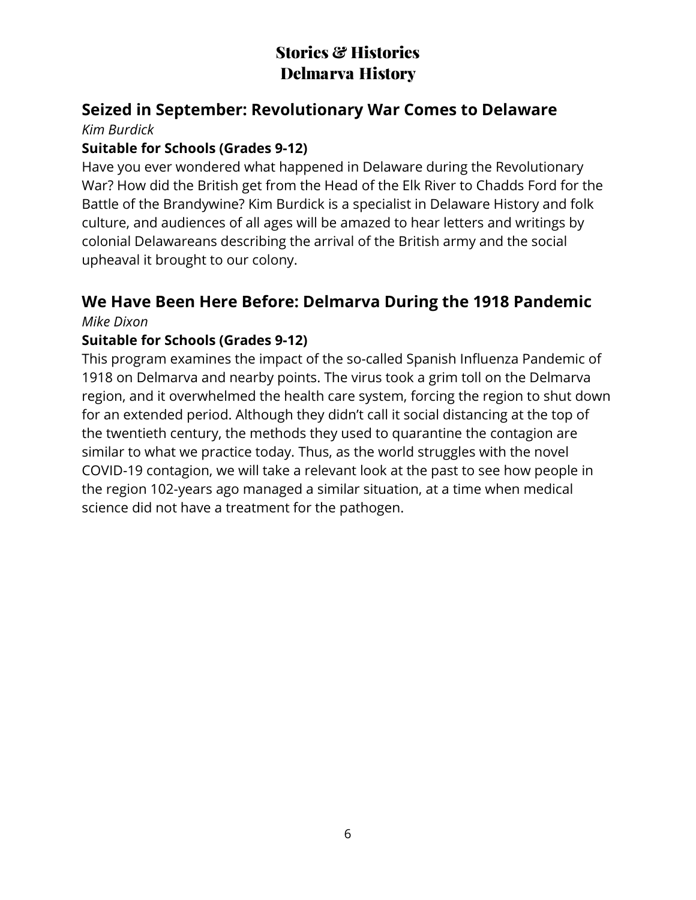# Stories & Histories
# Delmarva History

## Seized in September: Revolutionary War Comes to Delaware

*Kim Burdick*

**Suitable for Schools (Grades 9-12)**

Have you ever wondered what happened in Delaware during the Revolutionary War? How did the British get from the Head of the Elk River to Chadds Ford for the Battle of the Brandywine? Kim Burdick is a specialist in Delaware History and folk culture, and audiences of all ages will be amazed to hear letters and writings by colonial Delawareans describing the arrival of the British army and the social upheaval it brought to our colony.

## We Have Been Here Before: Delmarva During the 1918 Pandemic

*Mike Dixon*

**Suitable for Schools (Grades 9-12)**

This program examines the impact of the so-called Spanish Influenza Pandemic of 1918 on Delmarva and nearby points. The virus took a grim toll on the Delmarva region, and it overwhelmed the health care system, forcing the region to shut down for an extended period. Although they didn't call it social distancing at the top of the twentieth century, the methods they used to quarantine the contagion are similar to what we practice today. Thus, as the world struggles with the novel COVID-19 contagion, we will take a relevant look at the past to see how people in the region 102-years ago managed a similar situation, at a time when medical science did not have a treatment for the pathogen.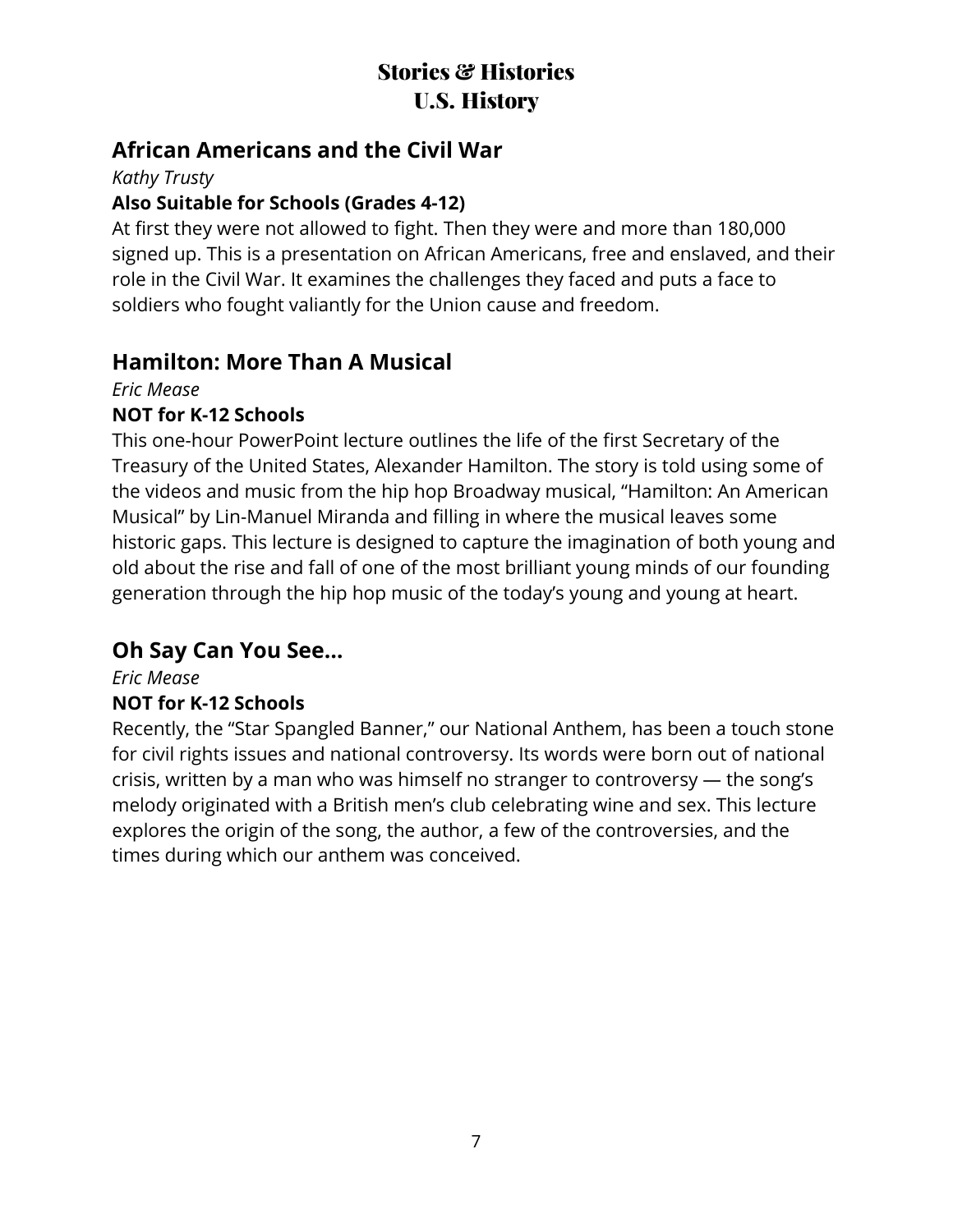# Stories & Histories
# U.S. History

## African Americans and the Civil War

*Kathy Trusty*

**Also Suitable for Schools (Grades 4-12)**

At first they were not allowed to fight. Then they were and more than 180,000 signed up. This is a presentation on African Americans, free and enslaved, and their role in the Civil War. It examines the challenges they faced and puts a face to soldiers who fought valiantly for the Union cause and freedom.

## Hamilton: More Than A Musical

*Eric Mease*

**NOT for K-12 Schools**

This one-hour PowerPoint lecture outlines the life of the first Secretary of the Treasury of the United States, Alexander Hamilton. The story is told using some of the videos and music from the hip hop Broadway musical, "Hamilton: An American Musical" by Lin-Manuel Miranda and filling in where the musical leaves some historic gaps. This lecture is designed to capture the imagination of both young and old about the rise and fall of one of the most brilliant young minds of our founding generation through the hip hop music of the today's young and young at heart.

## Oh Say Can You See…

*Eric Mease*

**NOT for K-12 Schools**

Recently, the "Star Spangled Banner," our National Anthem, has been a touch stone for civil rights issues and national controversy. Its words were born out of national crisis, written by a man who was himself no stranger to controversy — the song's melody originated with a British men's club celebrating wine and sex. This lecture explores the origin of the song, the author, a few of the controversies, and the times during which our anthem was conceived.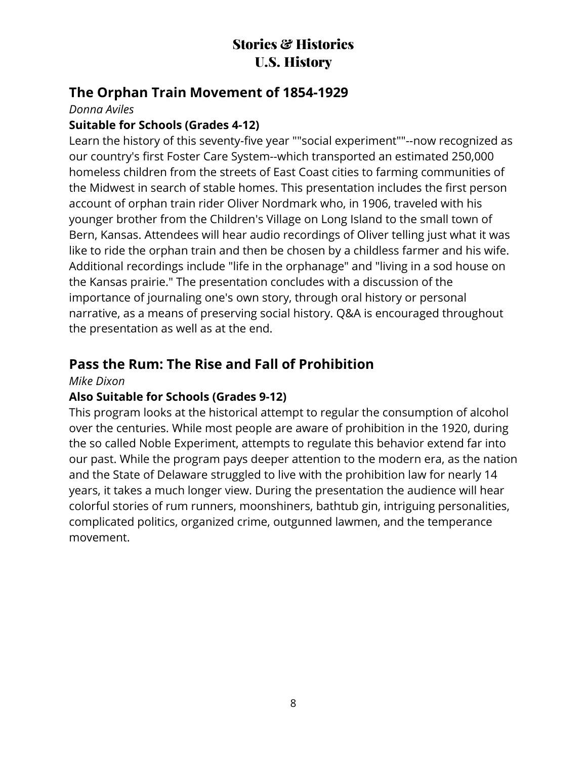# Stories & Histories
# U.S. History

## The Orphan Train Movement of 1854-1929

*Donna Aviles*

**Suitable for Schools (Grades 4-12)**

Learn the history of this seventy-five year ""social experiment""--now recognized as our country's first Foster Care System--which transported an estimated 250,000 homeless children from the streets of East Coast cities to farming communities of the Midwest in search of stable homes. This presentation includes the first person account of orphan train rider Oliver Nordmark who, in 1906, traveled with his younger brother from the Children's Village on Long Island to the small town of Bern, Kansas. Attendees will hear audio recordings of Oliver telling just what it was like to ride the orphan train and then be chosen by a childless farmer and his wife. Additional recordings include "life in the orphanage" and "living in a sod house on the Kansas prairie." The presentation concludes with a discussion of the importance of journaling one's own story, through oral history or personal narrative, as a means of preserving social history. Q&A is encouraged throughout the presentation as well as at the end.

## Pass the Rum: The Rise and Fall of Prohibition

*Mike Dixon*

**Also Suitable for Schools (Grades 9-12)**

This program looks at the historical attempt to regular the consumption of alcohol over the centuries. While most people are aware of prohibition in the 1920, during the so called Noble Experiment, attempts to regulate this behavior extend far into our past. While the program pays deeper attention to the modern era, as the nation and the State of Delaware struggled to live with the prohibition law for nearly 14 years, it takes a much longer view. During the presentation the audience will hear colorful stories of rum runners, moonshiners, bathtub gin, intriguing personalities, complicated politics, organized crime, outgunned lawmen, and the temperance movement.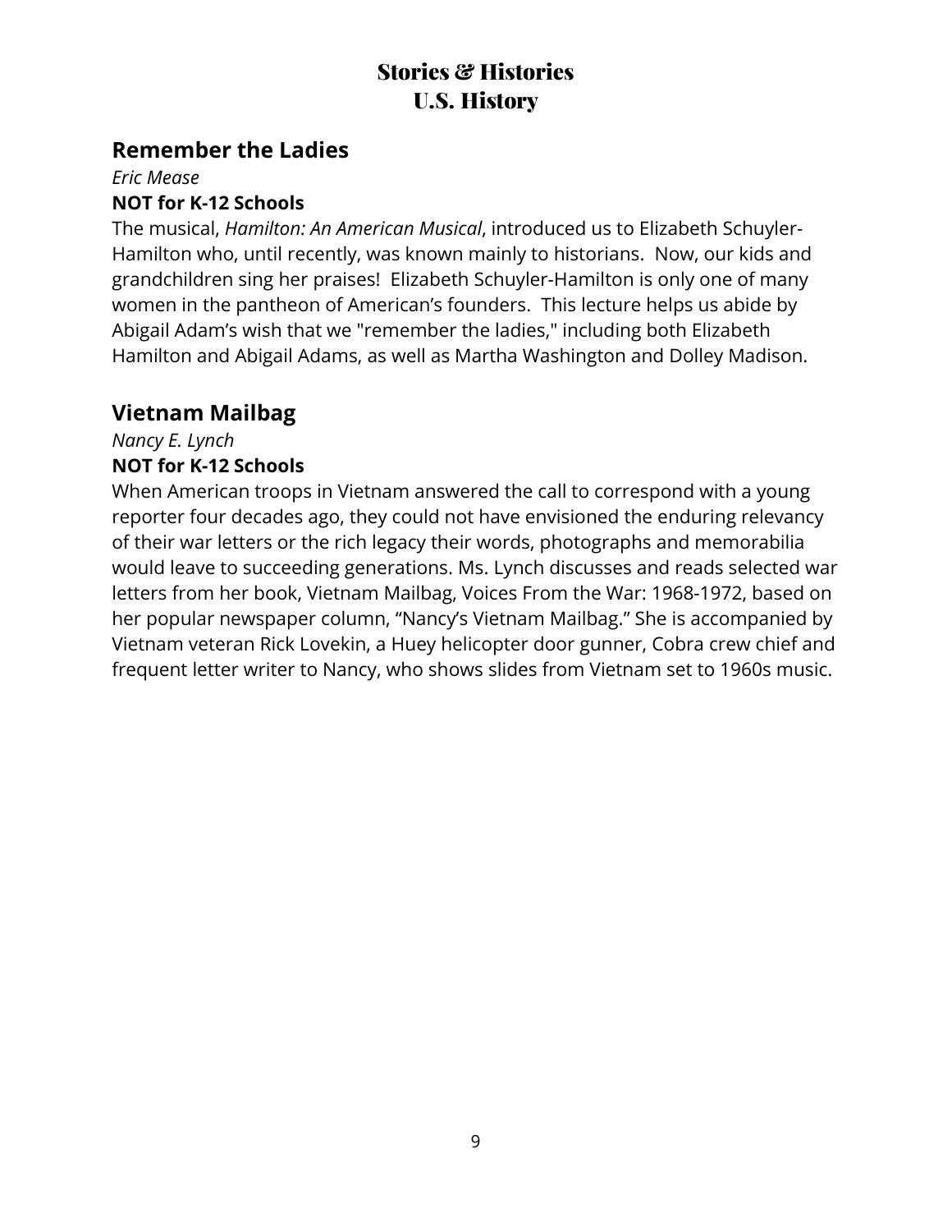# Stories & Histories
# U.S. History

## Remember the Ladies

*Eric Mease*

**NOT for K-12 Schools**

The musical, *Hamilton: An American Musical*, introduced us to Elizabeth Schuyler-Hamilton who, until recently, was known mainly to historians.  Now, our kids and grandchildren sing her praises!  Elizabeth Schuyler-Hamilton is only one of many women in the pantheon of American's founders.  This lecture helps us abide by Abigail Adam's wish that we "remember the ladies," including both Elizabeth Hamilton and Abigail Adams, as well as Martha Washington and Dolley Madison.

## Vietnam Mailbag

*Nancy E. Lynch*

**NOT for K-12 Schools**

When American troops in Vietnam answered the call to correspond with a young reporter four decades ago, they could not have envisioned the enduring relevancy of their war letters or the rich legacy their words, photographs and memorabilia would leave to succeeding generations. Ms. Lynch discusses and reads selected war letters from her book, Vietnam Mailbag, Voices From the War: 1968-1972, based on her popular newspaper column, "Nancy's Vietnam Mailbag." She is accompanied by Vietnam veteran Rick Lovekin, a Huey helicopter door gunner, Cobra crew chief and frequent letter writer to Nancy, who shows slides from Vietnam set to 1960s music.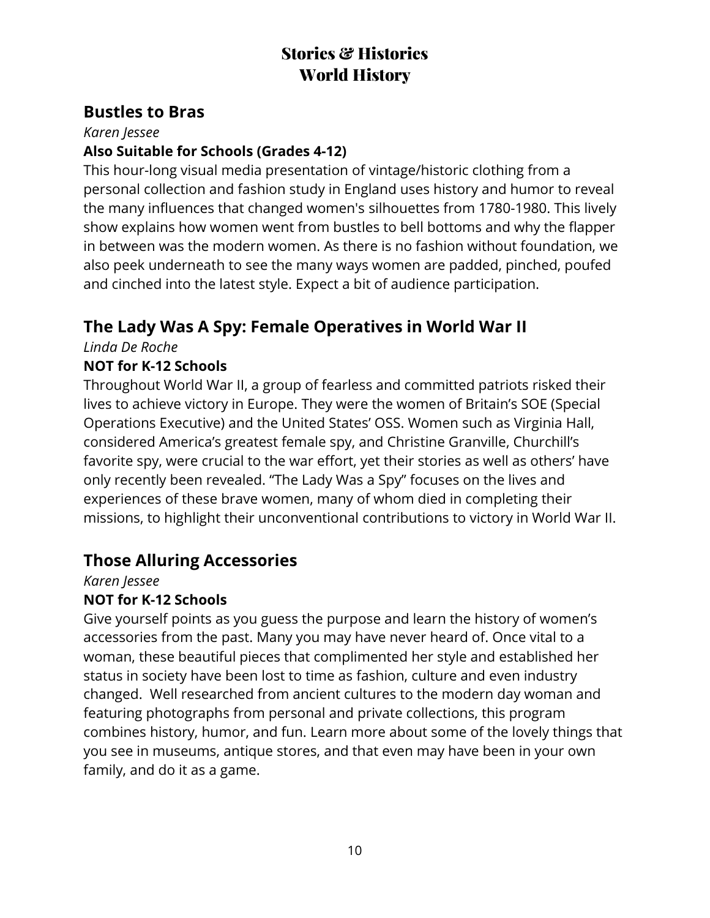# Stories & Histories
# World History

## Bustles to Bras

*Karen Jessee*

**Also Suitable for Schools (Grades 4-12)**

This hour-long visual media presentation of vintage/historic clothing from a personal collection and fashion study in England uses history and humor to reveal the many influences that changed women's silhouettes from 1780-1980. This lively show explains how women went from bustles to bell bottoms and why the flapper in between was the modern women. As there is no fashion without foundation, we also peek underneath to see the many ways women are padded, pinched, poufed and cinched into the latest style. Expect a bit of audience participation.

## The Lady Was A Spy: Female Operatives in World War II

*Linda De Roche*

**NOT for K-12 Schools**

Throughout World War II, a group of fearless and committed patriots risked their lives to achieve victory in Europe. They were the women of Britain's SOE (Special Operations Executive) and the United States' OSS. Women such as Virginia Hall, considered America's greatest female spy, and Christine Granville, Churchill's favorite spy, were crucial to the war effort, yet their stories as well as others' have only recently been revealed. "The Lady Was a Spy" focuses on the lives and experiences of these brave women, many of whom died in completing their missions, to highlight their unconventional contributions to victory in World War II.

## Those Alluring Accessories

*Karen Jessee*

**NOT for K-12 Schools**

Give yourself points as you guess the purpose and learn the history of women's accessories from the past. Many you may have never heard of. Once vital to a woman, these beautiful pieces that complimented her style and established her status in society have been lost to time as fashion, culture and even industry changed. Well researched from ancient cultures to the modern day woman and featuring photographs from personal and private collections, this program combines history, humor, and fun. Learn more about some of the lovely things that you see in museums, antique stores, and that even may have been in your own family, and do it as a game.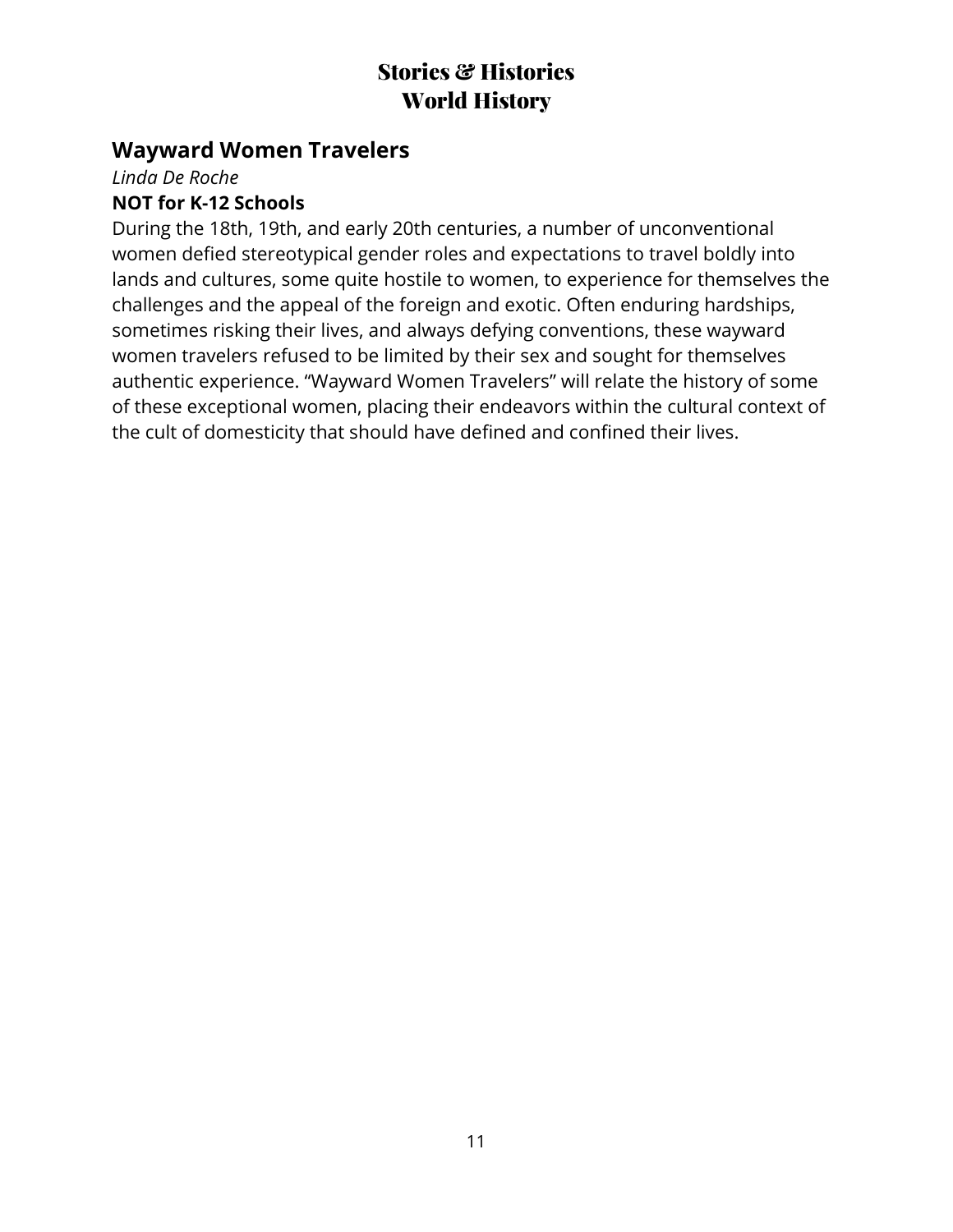# Stories & Histories
# World History

## Wayward Women Travelers

*Linda De Roche*

**NOT for K-12 Schools**

During the 18th, 19th, and early 20th centuries, a number of unconventional women defied stereotypical gender roles and expectations to travel boldly into lands and cultures, some quite hostile to women, to experience for themselves the challenges and the appeal of the foreign and exotic. Often enduring hardships, sometimes risking their lives, and always defying conventions, these wayward women travelers refused to be limited by their sex and sought for themselves authentic experience. "Wayward Women Travelers" will relate the history of some of these exceptional women, placing their endeavors within the cultural context of the cult of domesticity that should have defined and confined their lives.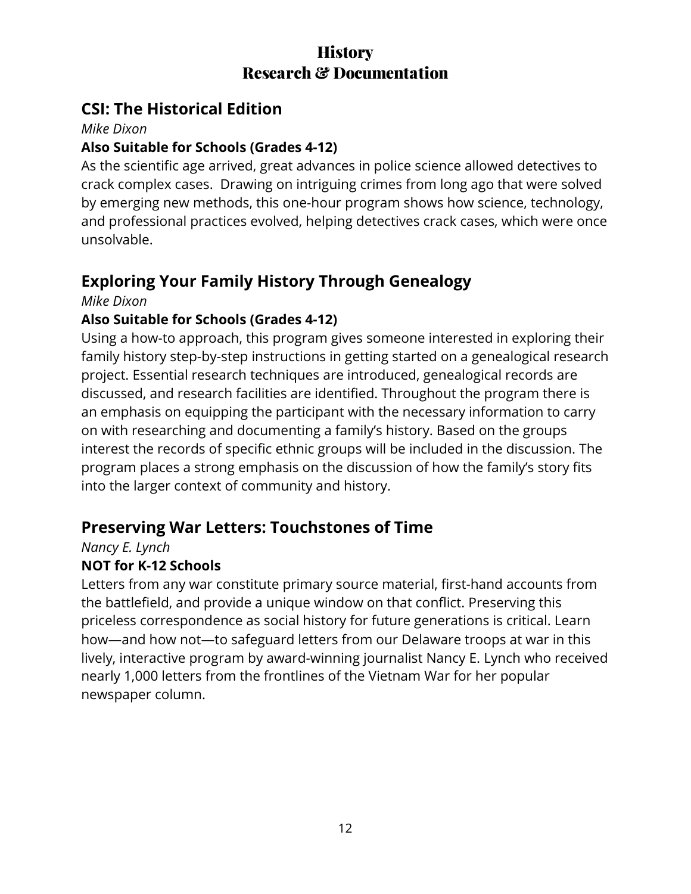# History
# Research & Documentation

## CSI: The Historical Edition

*Mike Dixon*

**Also Suitable for Schools (Grades 4-12)**

As the scientific age arrived, great advances in police science allowed detectives to crack complex cases. Drawing on intriguing crimes from long ago that were solved by emerging new methods, this one-hour program shows how science, technology, and professional practices evolved, helping detectives crack cases, which were once unsolvable.

## Exploring Your Family History Through Genealogy

*Mike Dixon*

**Also Suitable for Schools (Grades 4-12)**

Using a how-to approach, this program gives someone interested in exploring their family history step-by-step instructions in getting started on a genealogical research project. Essential research techniques are introduced, genealogical records are discussed, and research facilities are identified. Throughout the program there is an emphasis on equipping the participant with the necessary information to carry on with researching and documenting a family's history. Based on the groups interest the records of specific ethnic groups will be included in the discussion. The program places a strong emphasis on the discussion of how the family's story fits into the larger context of community and history.

## Preserving War Letters: Touchstones of Time

*Nancy E. Lynch*

**NOT for K-12 Schools**

Letters from any war constitute primary source material, first-hand accounts from the battlefield, and provide a unique window on that conflict. Preserving this priceless correspondence as social history for future generations is critical. Learn how—and how not—to safeguard letters from our Delaware troops at war in this lively, interactive program by award-winning journalist Nancy E. Lynch who received nearly 1,000 letters from the frontlines of the Vietnam War for her popular newspaper column.